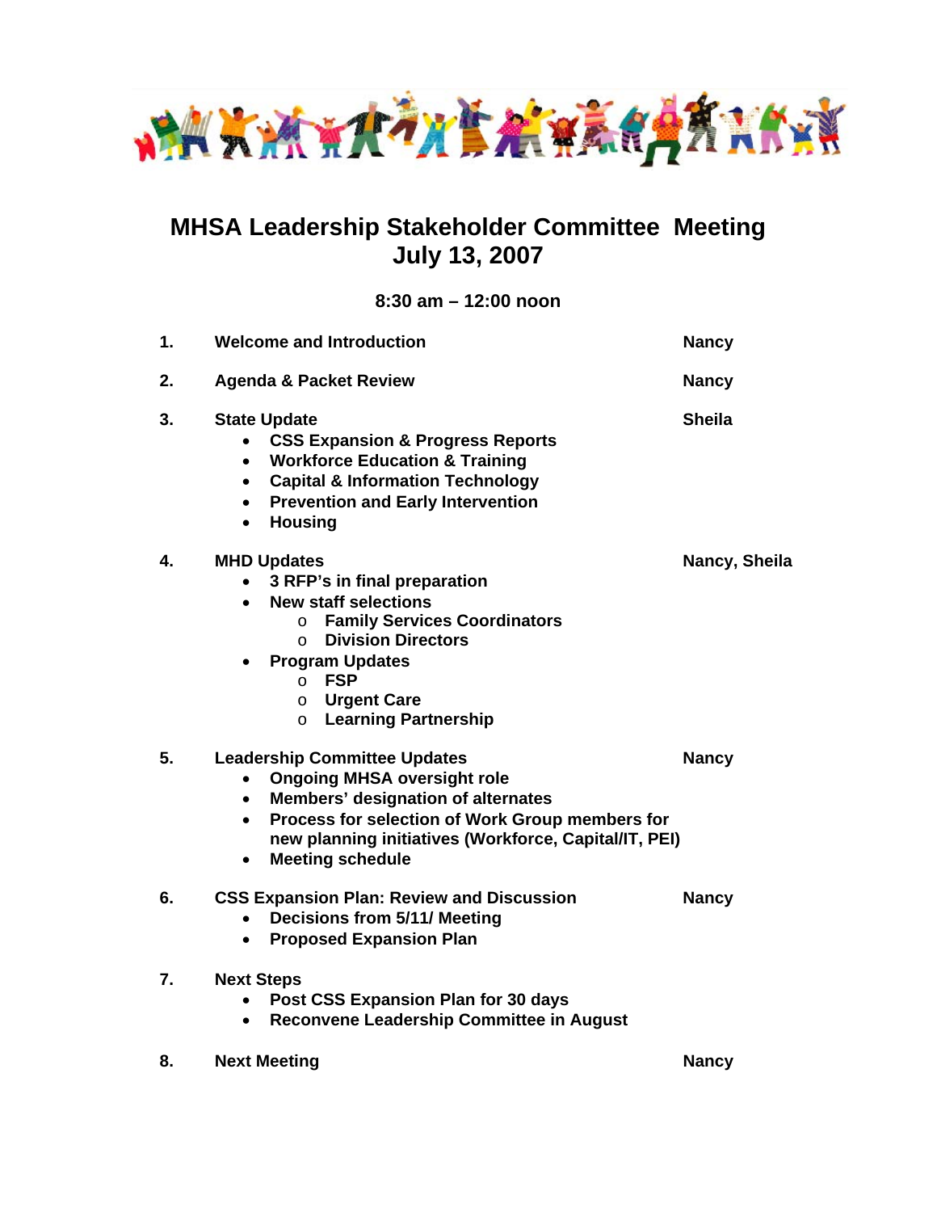# MHSA Leadership Stakeholder Committee Meeting
## July 13, 2007

**8:30 am – 12:00 noon**

| | | |
|---|---|---|
| **1.** | **Welcome and Introduction** | **Nancy** |
| **2.** | **Agenda & Packet Review** | **Nancy** |
| **3.** | **State Update** | **Sheila** |
| **4.** | **MHD Updates** | **Nancy, Sheila** |
| **5.** | **Leadership Committee Updates** | **Nancy** |
| **6.** | **CSS Expansion Plan: Review and Discussion** | **Nancy** |
| **7.** | **Next Steps** | |
| **8.** | **Next Meeting** | **Nancy** |

1. **Welcome and Introduction** — **Nancy**

2. **Agenda & Packet Review** — **Nancy**

3. **State Update** — **Sheila**
   - **CSS Expansion & Progress Reports**
   - **Workforce Education & Training**
   - **Capital & Information Technology**
   - **Prevention and Early Intervention**
   - **Housing**

4. **MHD Updates** — **Nancy, Sheila**
   - **3 RFP's in final preparation**
   - **New staff selections**
     - **Family Services Coordinators**
     - **Division Directors**
   - **Program Updates**
     - **FSP**
     - **Urgent Care**
     - **Learning Partnership**

5. **Leadership Committee Updates** — **Nancy**
   - **Ongoing MHSA oversight role**
   - **Members' designation of alternates**
   - **Process for selection of Work Group members for new planning initiatives (Workforce, Capital/IT, PEI)**
   - **Meeting schedule**

6. **CSS Expansion Plan: Review and Discussion** — **Nancy**
   - **Decisions from 5/11/ Meeting**
   - **Proposed Expansion Plan**

7. **Next Steps**
   - **Post CSS Expansion Plan for 30 days**
   - **Reconvene Leadership Committee in August**

8. **Next Meeting** — **Nancy**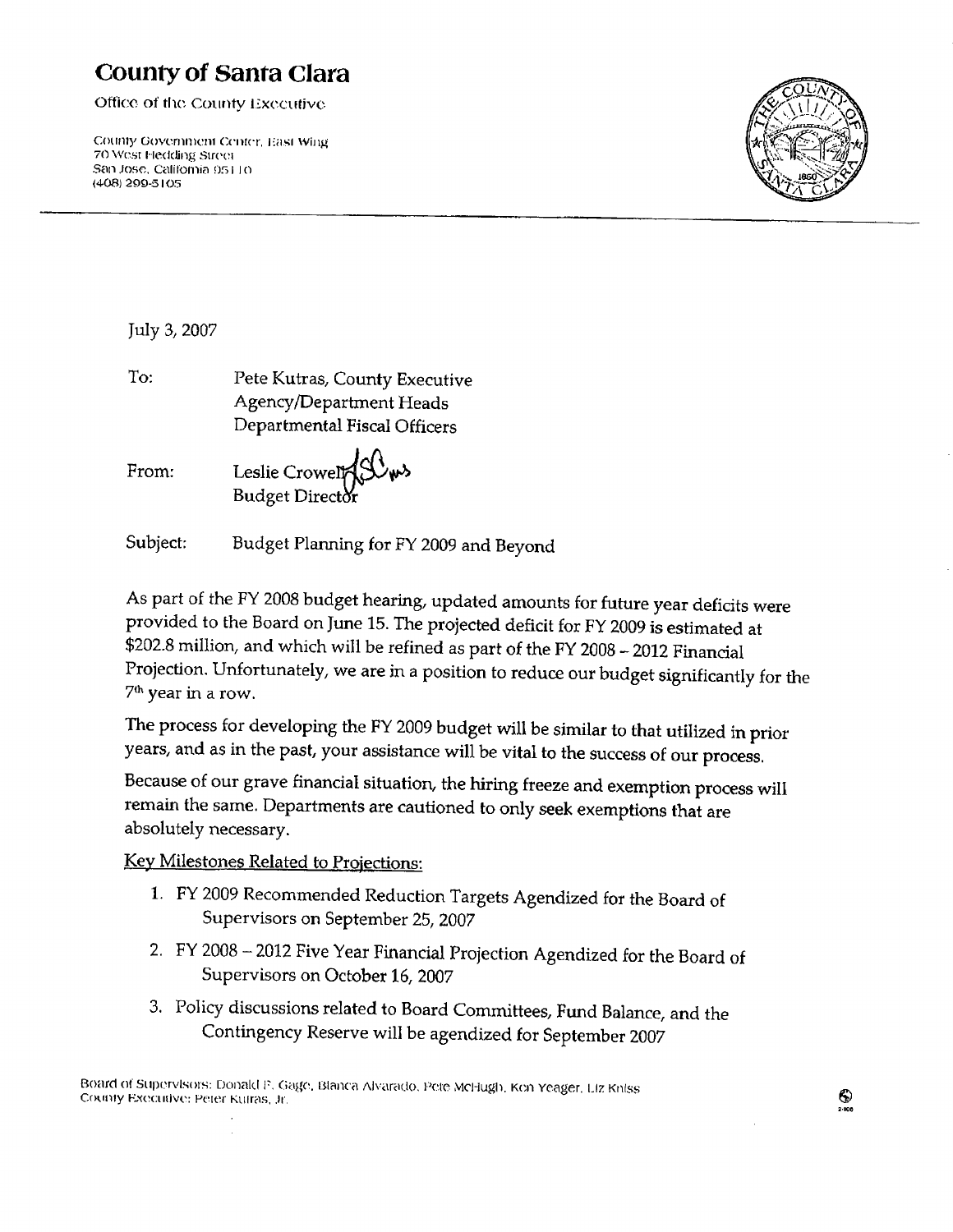# County of Santa Clara

Office of the County Executive

County Government Center, East Wing
70 West Hedding Street
San Jose, California 95110
(408) 299-5105

July 3, 2007

To: Pete Kutras, County Executive
Agency/Department Heads
Departmental Fiscal Officers

From: Leslie Crowell
Budget Director

Subject: Budget Planning for FY 2009 and Beyond

As part of the FY 2008 budget hearing, updated amounts for future year deficits were provided to the Board on June 15. The projected deficit for FY 2009 is estimated at \$202.8 million, and which will be refined as part of the FY 2008 – 2012 Financial Projection. Unfortunately, we are in a position to reduce our budget significantly for the 7th year in a row.

The process for developing the FY 2009 budget will be similar to that utilized in prior years, and as in the past, your assistance will be vital to the success of our process.

Because of our grave financial situation, the hiring freeze and exemption process will remain the same. Departments are cautioned to only seek exemptions that are absolutely necessary.

Key Milestones Related to Projections:

1. FY 2009 Recommended Reduction Targets Agendized for the Board of Supervisors on September 25, 2007
2. FY 2008 – 2012 Five Year Financial Projection Agendized for the Board of Supervisors on October 16, 2007
3. Policy discussions related to Board Committees, Fund Balance, and the Contingency Reserve will be agendized for September 2007

Board of Supervisors: Donald F. Gage, Blanca Alvarado, Pete McHugh, Ken Yeager, Liz Kniss
County Executive: Peter Kutras, Jr.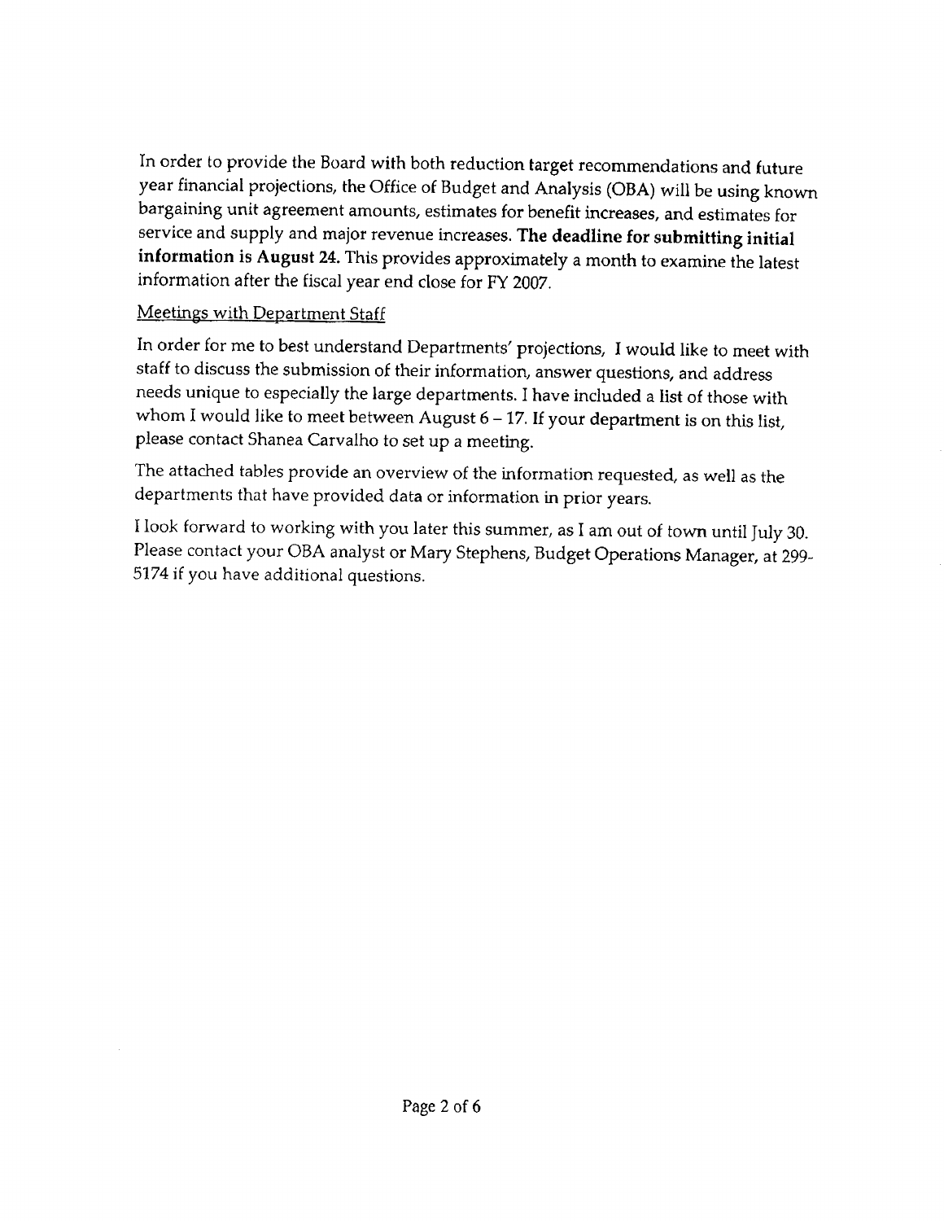In order to provide the Board with both reduction target recommendations and future year financial projections, the Office of Budget and Analysis (OBA) will be using known bargaining unit agreement amounts, estimates for benefit increases, and estimates for service and supply and major revenue increases. **The deadline for submitting initial information is August 24.** This provides approximately a month to examine the latest information after the fiscal year end close for FY 2007.

<u>Meetings with Department Staff</u>

In order for me to best understand Departments' projections, I would like to meet with staff to discuss the submission of their information, answer questions, and address needs unique to especially the large departments. I have included a list of those with whom I would like to meet between August 6 – 17. If your department is on this list, please contact Shanea Carvalho to set up a meeting.

The attached tables provide an overview of the information requested, as well as the departments that have provided data or information in prior years.

I look forward to working with you later this summer, as I am out of town until July 30. Please contact your OBA analyst or Mary Stephens, Budget Operations Manager, at 299-5174 if you have additional questions.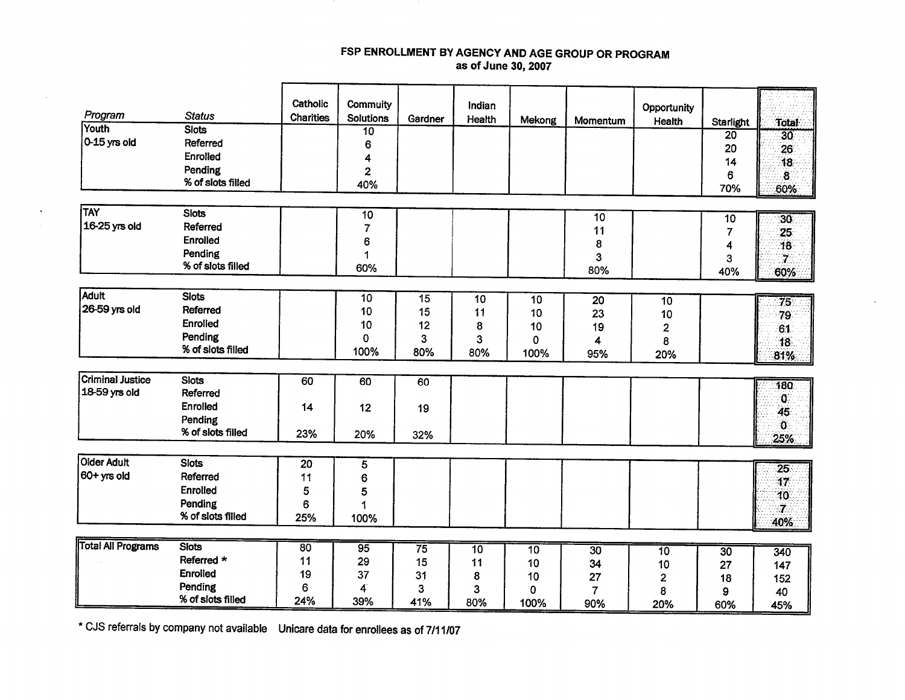# FSP ENROLLMENT BY AGENCY AND AGE GROUP OR PROGRAM
## as of June 30, 2007

| Program | Status | Catholic Charities | Commuity Solutions | Gardner | Indian Health | Mekong | Momentum | Opportunity Health | Starlight | Total |
|---|---|---|---|---|---|---|---|---|---|---|
| Youth 0-15 yrs old | Slots | | 10 | | | | | | 20 | 30 |
| | Referred | | 6 | | | | | | 20 | 26 |
| | Enrolled | | 4 | | | | | | 14 | 18 |
| | Pending | | 2 | | | | | | 6 | 8 |
| | % of slots filled | | 40% | | | | | | 70% | 60% |
| TAY 16-25 yrs old | Slots | | 10 | | | | 10 | | 10 | 30 |
| | Referred | | 7 | | | | 11 | | 7 | 25 |
| | Enrolled | | 6 | | | | 8 | | 4 | 18 |
| | Pending | | 1 | | | | 3 | | 3 | 7 |
| | % of slots filled | | 60% | | | | 80% | | 40% | 60% |
| Adult 26-59 yrs old | Slots | | 10 | 15 | 10 | 10 | 20 | 10 | | 75 |
| | Referred | | 10 | 15 | 11 | 10 | 23 | 10 | | 79 |
| | Enrolled | | 10 | 12 | 8 | 10 | 19 | 2 | | 61 |
| | Pending | | 0 | 3 | 3 | 0 | 4 | 8 | | 18 |
| | % of slots filled | | 100% | 80% | 80% | 100% | 95% | 20% | | 81% |
| Criminal Justice 18-59 yrs old | Slots | 60 | 60 | 60 | | | | | | 180 |
| | Referred | | | | | | | | | 0 |
| | Enrolled | 14 | 12 | 19 | | | | | | 45 |
| | Pending | | | | | | | | | 0 |
| | % of slots filled | 23% | 20% | 32% | | | | | | 25% |
| Older Adult 60+ yrs old | Slots | 20 | 5 | | | | | | | 25 |
| | Referred | 11 | 6 | | | | | | | 17 |
| | Enrolled | 5 | 5 | | | | | | | 10 |
| | Pending | 6 | 1 | | | | | | | 7 |
| | % of slots filled | 25% | 100% | | | | | | | 40% |
| Total All Programs | Slots | 80 | 95 | 75 | 10 | 10 | 30 | 10 | 30 | 340 |
| | Referred * | 11 | 29 | 15 | 11 | 10 | 34 | 10 | 27 | 147 |
| | Enrolled | 19 | 37 | 31 | 8 | 10 | 27 | 2 | 18 | 152 |
| | Pending | 6 | 4 | 3 | 3 | 0 | 7 | 8 | 9 | 40 |
| | % of slots filled | 24% | 39% | 41% | 80% | 100% | 90% | 20% | 60% | 45% |

\* CJS referrals by company not available  Unicare data for enrollees as of 7/11/07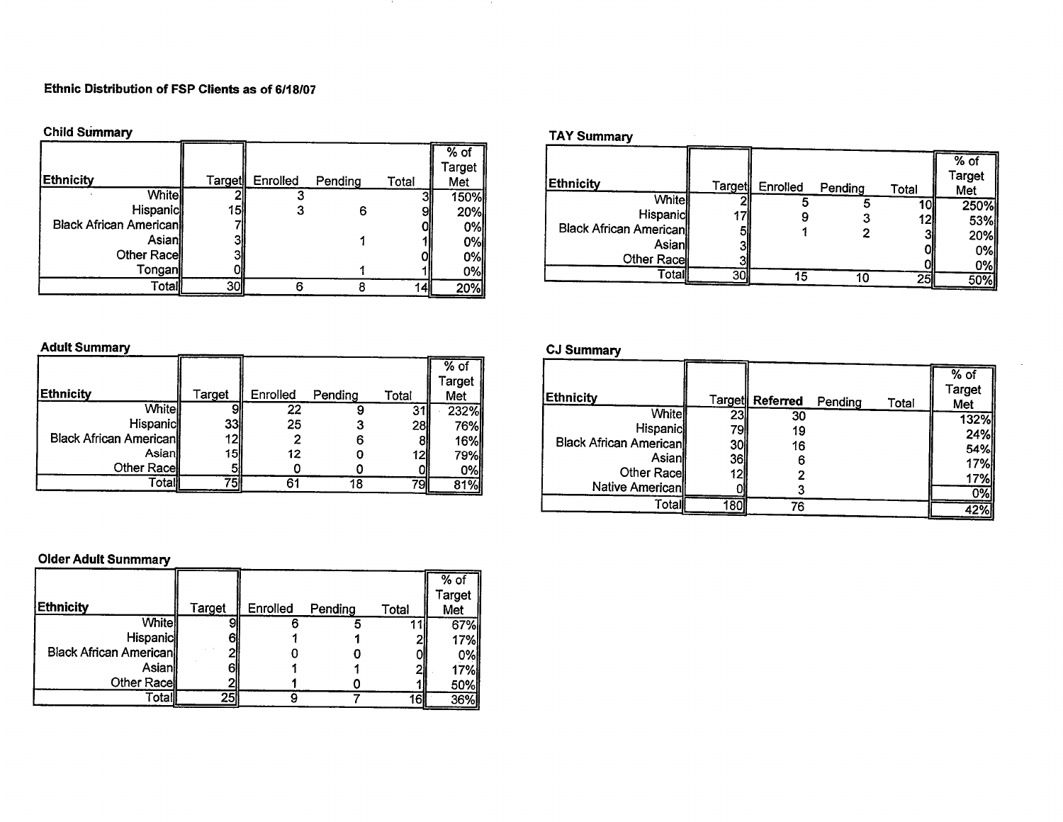## Ethnic Distribution of FSP Clients as of 6/18/07

### Child Summary

| Ethnicity | Target | Enrolled | Pending | Total | % of Target Met |
|---|---|---|---|---|---|
| White | 2 | 3 | | 3 | 150% |
| Hispanic | 15 | 3 | 6 | 9 | 20% |
| Black African American | 7 | | | 0 | 0% |
| Asian | 3 | | 1 | 1 | 0% |
| Other Race | 3 | | | 0 | 0% |
| Tongan | 0 | | 1 | 1 | 0% |
| Total | 30 | 6 | 8 | 14 | 20% |

### TAY Summary

| Ethnicity | Target | Enrolled | Pending | Total | % of Target Met |
|---|---|---|---|---|---|
| White | 2 | 5 | 5 | 10 | 250% |
| Hispanic | 17 | 9 | 3 | 12 | 53% |
| Black African American | 5 | 1 | 2 | 3 | 20% |
| Asian | 3 | | | 0 | 0% |
| Other Race | 3 | | | 0 | 0% |
| Total | 30 | 15 | 10 | 25 | 50% |

### Adult Summary

| Ethnicity | Target | Enrolled | Pending | Total | % of Target Met |
|---|---|---|---|---|---|
| White | 9 | 22 | 9 | 31 | 232% |
| Hispanic | 33 | 25 | 3 | 28 | 76% |
| Black African American | 12 | 2 | 6 | 8 | 16% |
| Asian | 15 | 12 | 0 | 12 | 79% |
| Other Race | 5 | 0 | 0 | 0 | 0% |
| Total | 75 | 61 | 18 | 79 | 81% |

### CJ Summary

| Ethnicity | Target | Referred | Pending | Total | % of Target Met |
|---|---|---|---|---|---|
| White | 23 | 30 | | | 132% |
| Hispanic | 79 | 19 | | | 24% |
| Black African American | 30 | 16 | | | 54% |
| Asian | 36 | 6 | | | 17% |
| Other Race | 12 | 2 | | | 17% |
| Native American | 0 | 3 | | | 0% |
| Total | 180 | 76 | | | 42% |

### Older Adult Sunmmary

| Ethnicity | Target | Enrolled | Pending | Total | % of Target Met |
|---|---|---|---|---|---|
| White | 9 | 6 | 5 | 11 | 67% |
| Hispanic | 6 | 1 | 1 | 2 | 17% |
| Black African American | 2 | 0 | 0 | 0 | 0% |
| Asian | 6 | 1 | 1 | 2 | 17% |
| Other Race | 2 | 1 | 0 | 1 | 50% |
| Total | 25 | 9 | 7 | 16 | 36% |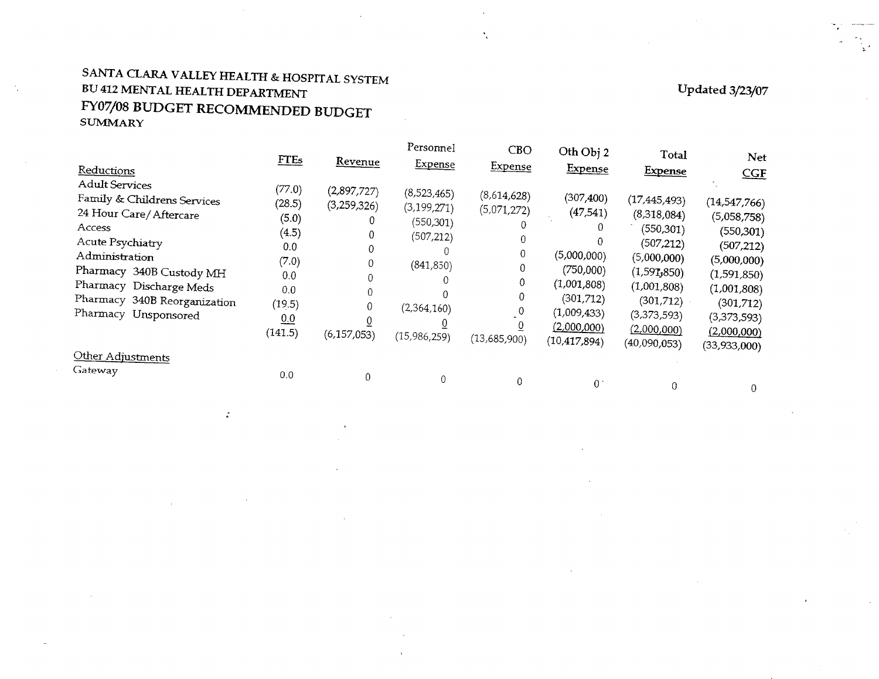# SANTA CLARA VALLEY HEALTH & HOSPITAL SYSTEM
## BU 412 MENTAL HEALTH DEPARTMENT
## FY07/08 BUDGET RECOMMENDED BUDGET
### SUMMARY

Updated 3/23/07

| Reductions | FTEs | Revenue | Personnel Expense | CBO Expense | Oth Obj 2 Expense | Total Expense | Net CGF |
|---|---|---|---|---|---|---|---|
| Adult Services | (77.0) | (2,897,727) | (8,523,465) | (8,614,628) | (307,400) | (17,445,493) | (14,547,766) |
| Family & Childrens Services | (28.5) | (3,259,326) | (3,199,271) | (5,071,272) | (47,541) | (8,318,084) | (5,058,758) |
| 24 Hour Care/ Aftercare | (5.0) | 0 | (550,301) | 0 | 0 | (550,301) | (550,301) |
| Access | (4.5) | 0 | (507,212) | 0 | 0 | (507,212) | (507,212) |
| Acute Psychiatry | 0.0 | 0 | 0 | 0 | (5,000,000) | (5,000,000) | (5,000,000) |
| Administration | (7.0) | 0 | (841,850) | 0 | (750,000) | (1,591,850) | (1,591,850) |
| Pharmacy 340B Custody MH | 0.0 | 0 | 0 | 0 | (1,001,808) | (1,001,808) | (1,001,808) |
| Pharmacy Discharge Meds | 0.0 | 0 | 0 | 0 | (301,712) | (301,712) | (301,712) |
| Pharmacy 340B Reorganization | (19.5) | 0 | (2,364,160) | 0 | (1,009,433) | (3,373,593) | (3,373,593) |
| Pharmacy Unsponsored | 0.0 | 0 | 0 | 0 | (2,000,000) | (2,000,000) | (2,000,000) |
| | (141.5) | (6,157,053) | (15,986,259) | (13,685,900) | (10,417,894) | (40,090,053) | (33,933,000) |
| **Other Adjustments** | | | | | | | |
| Gateway | 0.0 | 0 | 0 | 0 | 0 | 0 | 0 |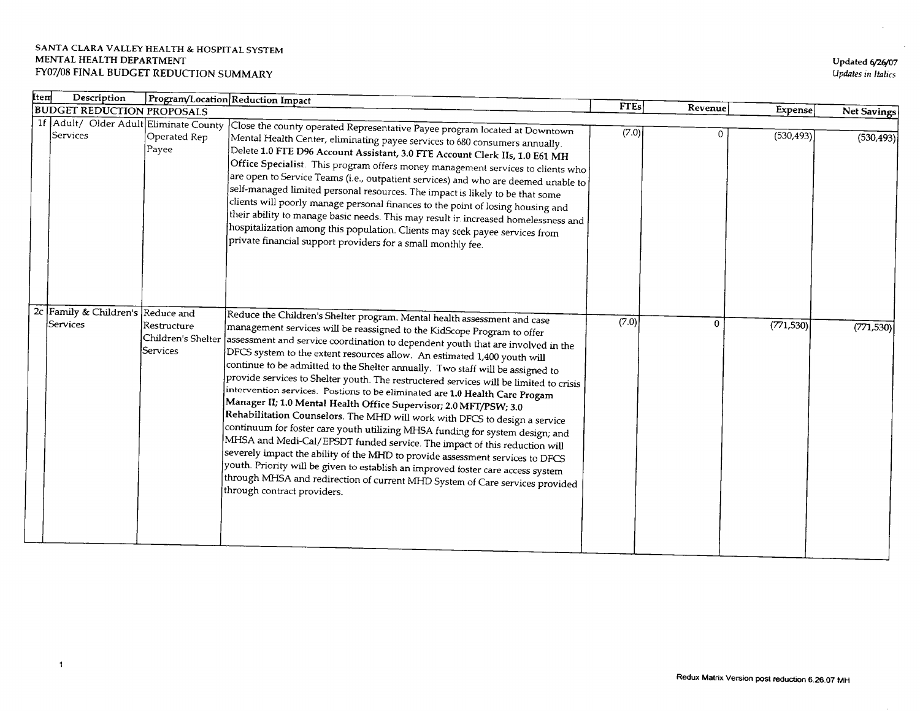SANTA CLARA VALLEY HEALTH & HOSPITAL SYSTEM
MENTAL HEALTH DEPARTMENT
FY07/08 FINAL BUDGET REDUCTION SUMMARY

**Updated 6/26/07**
*Updates in Italics*

| Item | Description | Program/Location | Reduction Impact | FTEs | Revenue | Expense | Net Savings |
|---|---|---|---|---|---|---|---|
| **BUDGET REDUCTION PROPOSALS** | | | | | | | |
| 1f | Adult/ Older Adult Services | Eliminate County Operated Rep Payee | Close the county operated Representative Payee program located at Downtown Mental Health Center, eliminating payee services to 680 consumers annually. Delete **1.0 FTE D96 Account Assistant, 3.0 FTE Account Clerk IIs, 1.0 E61 MH Office Specialist.** This program offers money management services to clients who are open to Service Teams (i.e., outpatient services) and who are deemed unable to self-managed limited personal resources. The impact is likely to be that some clients will poorly manage personal finances to the point of losing housing and their ability to manage basic needs. This may result in increased homelessness and hospitalization among this population. Clients may seek payee services from private financial support providers for a small monthly fee. | (7.0) | 0 | (530,493) | (530,493) |
| 2c | Family & Children's Services | Reduce and Restructure Children's Shelter Services | Reduce the Children's Shelter program. Mental health assessment and case management services will be reassigned to the KidScope Program to offer assessment and service coordination to dependent youth that are involved in the DFCS system to the extent resources allow. An estimated 1,400 youth will continue to be admitted to the Shelter annually. Two staff will be assigned to provide services to Shelter youth. The restructered services will be limited to crisis intervention services. Postions to be eliminated are **1.0 Health Care Progam Manager II; 1.0 Mental Health Office Supervisor; 2.0 MFT/PSW; 3.0 Rehabilitation Counselors.** The MHD will work with DFCS to design a service continuum for foster care youth utilizing MHSA funding for system design; and MHSA and Medi-Cal/EPSDT funded service. The impact of this reduction will severely impact the ability of the MHD to provide assessment services to DFCS youth. Priority will be given to establish an improved foster care access system through MHSA and redirection of current MHD System of Care services provided through contract providers. | (7.0) | 0 | (771,530) | (771,530) |

Redux Matrix Version post reduction 6.26.07 MH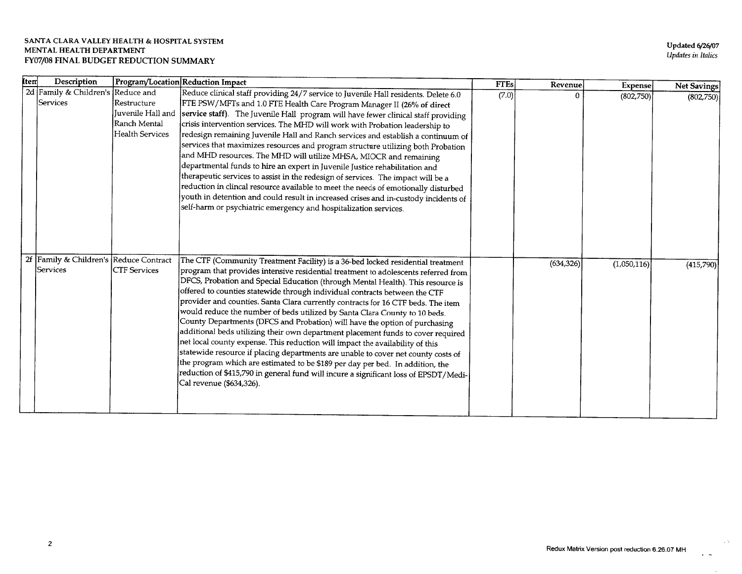**SANTA CLARA VALLEY HEALTH & HOSPITAL SYSTEM**
**MENTAL HEALTH DEPARTMENT**
**FY07/08 FINAL BUDGET REDUCTION SUMMARY**

**Updated 6/26/07**
*Updates in Italics*

| Item | Description | Program/Location | Reduction Impact | FTEs | Revenue | Expense | Net Savings |
|---|---|---|---|---|---|---|---|
| 2d | Family & Children's Services | Reduce and Restructure Juvenile Hall and Ranch Mental Health Services | Reduce clinical staff providing 24/7 service to Juvenile Hall residents. Delete 6.0 FTE PSW/MFTs and 1.0 FTE Health Care Program Manager II **(26% of direct service staff)**. The Juvenile Hall program will have fewer clinical staff providing crisis intervention services. The MHD will work with Probation leadership to redesign remaining Juvenile Hall and Ranch services and establish a continuum of services that maximizes resources and program structure utilizing both Probation and MHD resources. The MHD will utilize MHSA, MIOCR and remaining departmental funds to hire an expert in Juvenile Justice rehabilitation and therapeutic services to assist in the redesign of services. The impact will be a reduction in clincal resource available to meet the needs of emotionally disturbed youth in detention and could result in increased crises and in-custody incidents of self-harm or psychiatric emergency and hospitalization services. | (7.0) | 0 | (802,750) | (802,750) |
| 2f | Family & Children's Services | Reduce Contract CTF Services | The CTF (Community Treatment Facility) is a 36-bed locked residential treatment program that provides intensive residential treatment to adolescents referred from DFCS, Probation and Special Education (through Mental Health). This resource is offered to counties statewide through individual contracts between the CTF provider and counties. Santa Clara currently contracts for 16 CTF beds. The item would reduce the number of beds utilized by Santa Clara County to 10 beds. County Departments (DFCS and Probation) will have the option of purchasing additional beds utilizing their own department placement funds to cover required net local county expense. This reduction will impact the availability of this statewide resource if placing departments are unable to cover net county costs of the program which are estimated to be $189 per day per bed. In addition, the reduction of $415,790 in general fund will incure a significant loss of EPSDT/Medi-Cal revenue ($634,326). | | (634,326) | (1,050,116) | (415,790) |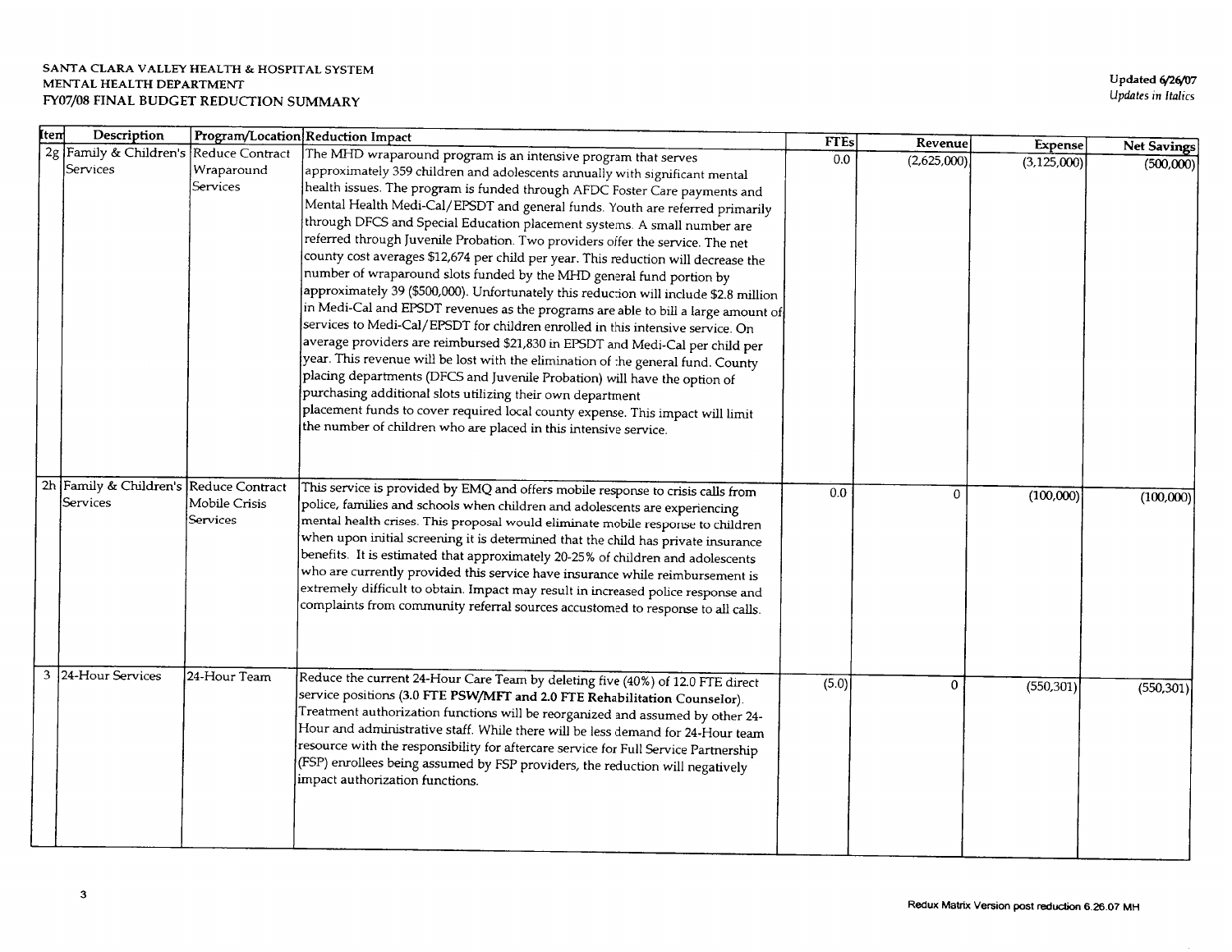**SANTA CLARA VALLEY HEALTH & HOSPITAL SYSTEM**
**MENTAL HEALTH DEPARTMENT**
**FY07/08 FINAL BUDGET REDUCTION SUMMARY**

**Updated 6/26/07**
*Updates in Italics*

| Item | Description | Program/Location | Reduction Impact | FTEs | Revenue | Expense | Net Savings |
|---|---|---|---|---|---|---|---|
| 2g | Family & Children's Services | Reduce Contract Wraparound Services | The MHD wraparound program is an intensive program that serves approximately 359 children and adolescents annually with significant mental health issues. The program is funded through AFDC Foster Care payments and Mental Health Medi-Cal/EPSDT and general funds. Youth are referred primarily through DFCS and Special Education placement systems. A small number are referred through Juvenile Probation. Two providers offer the service. The net county cost averages $12,674 per child per year. This reduction will decrease the number of wraparound slots funded by the MHD general fund portion by approximately 39 ($500,000). Unfortunately this reduction will include $2.8 million in Medi-Cal and EPSDT revenues as the programs are able to bill a large amount of services to Medi-Cal/EPSDT for children enrolled in this intensive service. On average providers are reimbursed $21,830 in EPSDT and Medi-Cal per child per year. This revenue will be lost with the elimination of the general fund. County placing departments (DFCS and Juvenile Probation) will have the option of purchasing additional slots utilizing their own department placement funds to cover required local county expense. This impact will limit the number of children who are placed in this intensive service. | 0.0 | (2,625,000) | (3,125,000) | (500,000) |
| 2h | Family & Children's Services | Reduce Contract Mobile Crisis Services | This service is provided by EMQ and offers mobile response to crisis calls from police, families and schools when children and adolescents are experiencing mental health crises. This proposal would eliminate mobile response to children when upon initial screening it is determined that the child has private insurance benefits. It is estimated that approximately 20-25% of children and adolescents who are currently provided this service have insurance while reimbursement is extremely difficult to obtain. Impact may result in increased police response and complaints from community referral sources accustomed to response to all calls. | 0.0 | 0 | (100,000) | (100,000) |
| 3 | 24-Hour Services | 24-Hour Team | Reduce the current 24-Hour Care Team by deleting five (40%) of 12.0 FTE direct service positions (**3.0 FTE PSW/MFT and 2.0 FTE Rehabilitation Counselor**). Treatment authorization functions will be reorganized and assumed by other 24-Hour and administrative staff. While there will be less demand for 24-Hour team resource with the responsibility for aftercare service for Full Service Partnership (FSP) enrollees being assumed by FSP providers, the reduction will negatively impact authorization functions. | (5.0) | 0 | (550,301) | (550,301) |

Redux Matrix Version post reduction 6.26.07 MH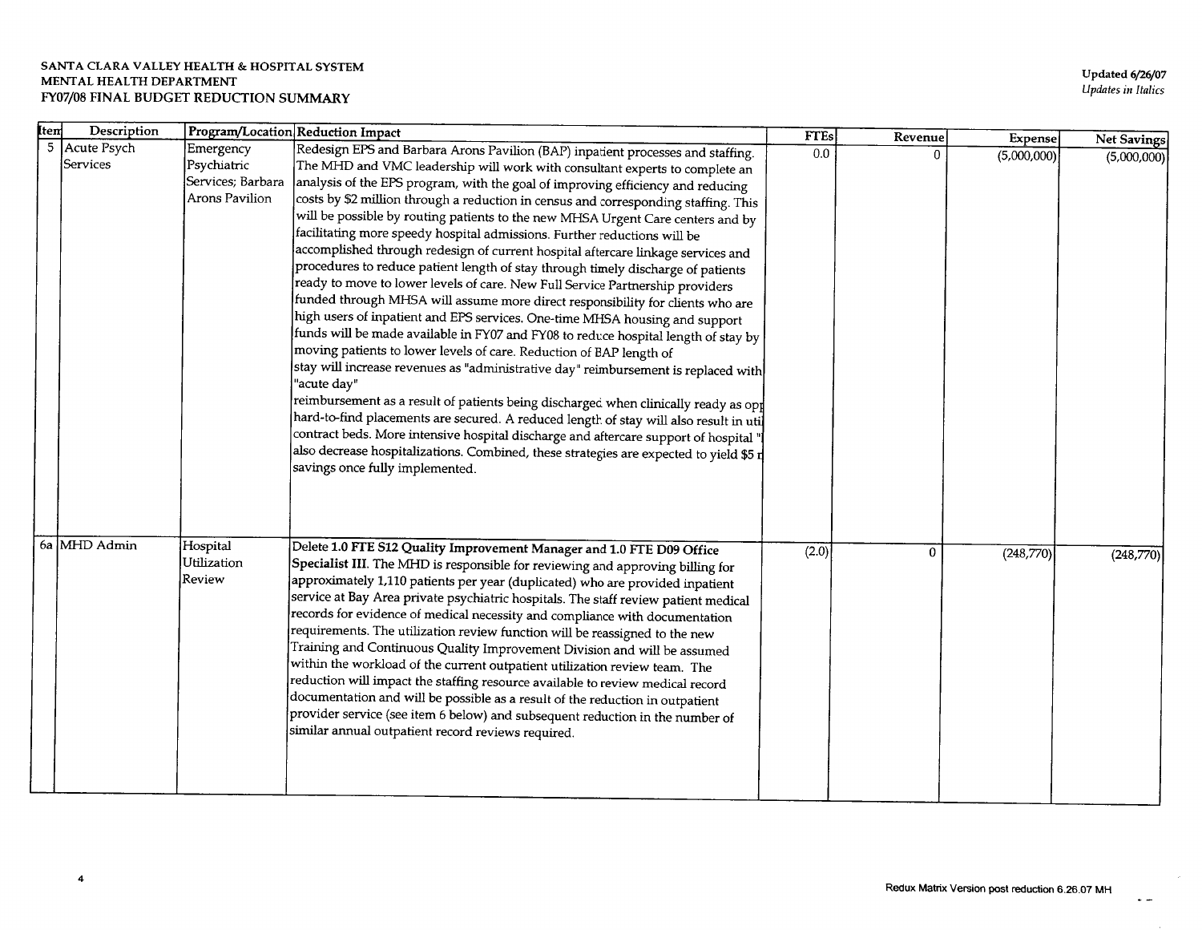**SANTA CLARA VALLEY HEALTH & HOSPITAL SYSTEM**
**MENTAL HEALTH DEPARTMENT**
**FY07/08 FINAL BUDGET REDUCTION SUMMARY**

**Updated 6/26/07**
*Updates in Italics*

| Item | Description | Program/Location | Reduction Impact | FTEs | Revenue | Expense | Net Savings |
|---|---|---|---|---|---|---|---|
| 5 | Acute Psych Services | Emergency Psychiatric Services; Barbara Arons Pavilion | Redesign EPS and Barbara Arons Pavilion (BAP) inpatient processes and staffing. The MHD and VMC leadership will work with consultant experts to complete an analysis of the EPS program, with the goal of improving efficiency and reducing costs by $2 million through a reduction in census and corresponding staffing. This will be possible by routing patients to the new MHSA Urgent Care centers and by facilitating more speedy hospital admissions. Further reductions will be accomplished through redesign of current hospital aftercare linkage services and procedures to reduce patient length of stay through timely discharge of patients ready to move to lower levels of care. New Full Service Partnership providers funded through MHSA will assume more direct responsibility for clients who are high users of inpatient and EPS services. One-time MHSA housing and support funds will be made available in FY07 and FY08 to reduce hospital length of stay by moving patients to lower levels of care. Reduction of BAP length of stay will increase revenues as "administrative day" reimbursement is replaced with "acute day" reimbursement as a result of patients being discharged when clinically ready as op hard-to-find placements are secured. A reduced length of stay will also result in uti contract beds. More intensive hospital discharge and aftercare support of hospital " also decrease hospitalizations. Combined, these strategies are expected to yield $5 r savings once fully implemented. | 0.0 | 0 | (5,000,000) | (5,000,000) |
| 6a | MHD Admin | Hospital Utilization Review | Delete **1.0 FTE S12 Quality Improvement Manager and 1.0 FTE D09 Office Specialist III**. The MHD is responsible for reviewing and approving billing for approximately 1,110 patients per year (duplicated) who are provided inpatient service at Bay Area private psychiatric hospitals. The staff review patient medical records for evidence of medical necessity and compliance with documentation requirements. The utilization review function will be reassigned to the new Training and Continuous Quality Improvement Division and will be assumed within the workload of the current outpatient utilization review team. The reduction will impact the staffing resource available to review medical record documentation and will be possible as a result of the reduction in outpatient provider service (see item 6 below) and subsequent reduction in the number of similar annual outpatient record reviews required. | (2.0) | 0 | (248,770) | (248,770) |

Redux Matrix Version post reduction 6.26.07 MH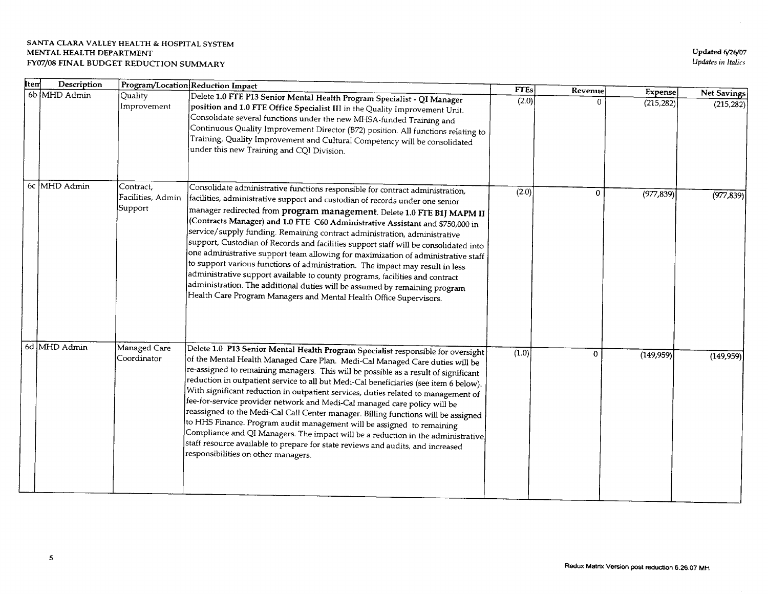**SANTA CLARA VALLEY HEALTH & HOSPITAL SYSTEM**
**MENTAL HEALTH DEPARTMENT**
**FY07/08 FINAL BUDGET REDUCTION SUMMARY**

**Updated 6/26/07**
*Updates in Italics*

| Item | Description | Program/Location | Reduction Impact | FTEs | Revenue | Expense | Net Savings |
|---|---|---|---|---|---|---|---|
| 6b | MHD Admin | Quality Improvement | Delete **1.0 FTE P13 Senior Mental Health Program Specialist - QI Manager position and 1.0 FTE Office Specialist III** in the Quality Improvement Unit. Consolidate several functions under the new MHSA-funded Training and Continuous Quality Improvement Director (B72) position. All functions relating to Training, Quality Improvement and Cultural Competency will be consolidated under this new Training and CQI Division. | (2.0) | 0 | (215,282) | (215,282) |
| 6c | MHD Admin | Contract, Facilities, Admin Support | Consolidate administrative functions responsible for contract administration, facilities, administrative support and custodian of records under one senior manager redirected from **program management**. Delete **1.0 FTE B1J MAPM II (Contracts Manager) and 1.0 FTE C60 Administrative Assistant** and $750,000 in service/supply funding. Remaining contract administration, administrative support, Custodian of Records and facilities support staff will be consolidated into one administrative support team allowing for maximization of administrative staff to support various functions of administration. The impact may result in less administrative support available to county programs, facilities and contract administration. The additional duties will be assumed by remaining program Health Care Program Managers and Mental Health Office Supervisors. | (2.0) | 0 | (977,839) | (977,839) |
| 6d | MHD Admin | Managed Care Coordinator | Delete **1.0 P13 Senior Mental Health Program Specialist** responsible for oversight of the Mental Health Managed Care Plan. Medi-Cal Managed Care duties will be re-assigned to remaining managers. This will be possible as a result of significant reduction in outpatient service to all but Medi-Cal beneficiaries (see item 6 below). With significant reduction in outpatient services, duties related to management of fee-for-service provider network and Medi-Cal managed care policy will be reassigned to the Medi-Cal Call Center manager. Billing functions will be assigned to HHS Finance. Program audit management will be assigned to remaining Compliance and QI Managers. The impact will be a reduction in the administrative staff resource available to prepare for state reviews and audits, and increased responsibilities on other managers. | (1.0) | 0 | (149,959) | (149,959) |

Redux Matrix Version post reduction 6.26.07 MH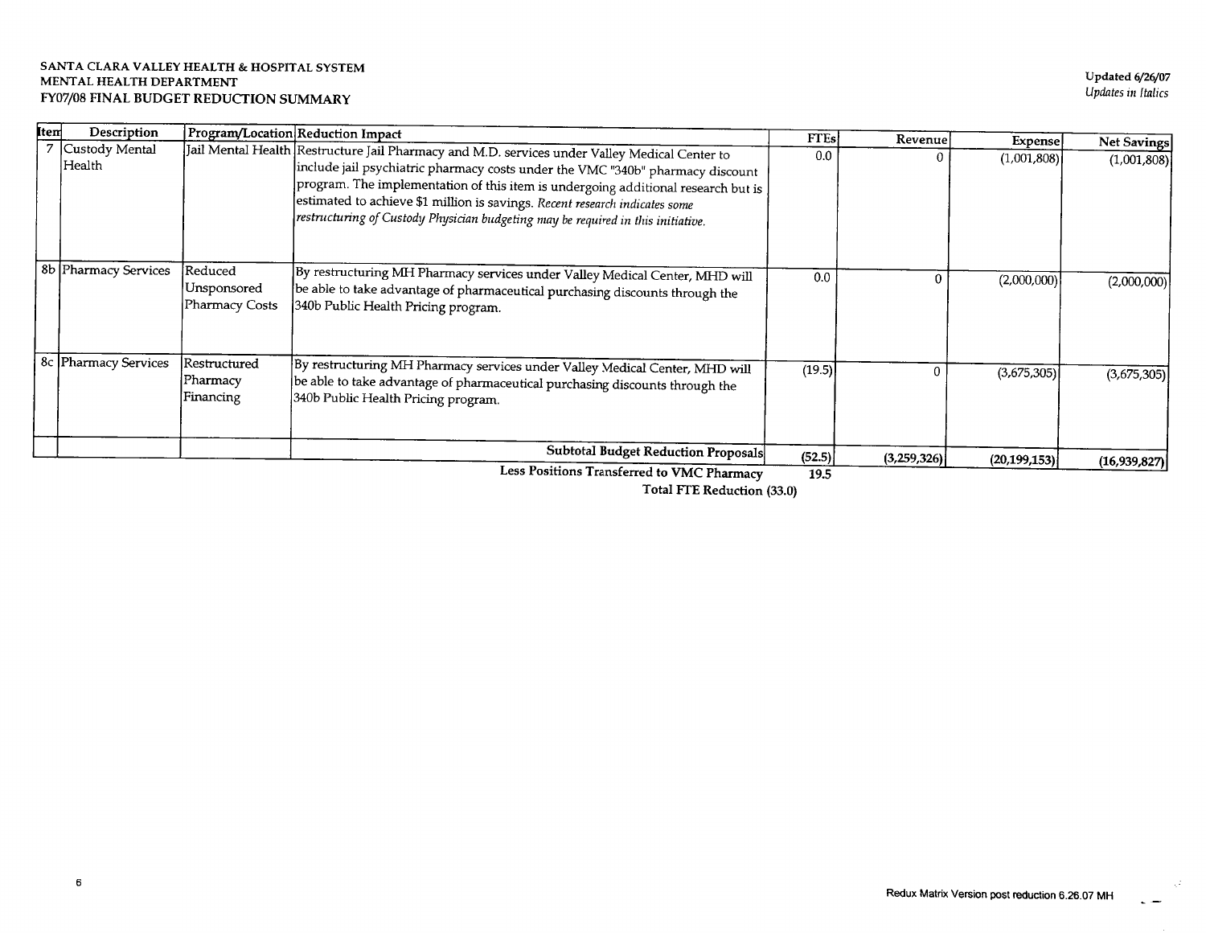**SANTA CLARA VALLEY HEALTH & HOSPITAL SYSTEM**
**MENTAL HEALTH DEPARTMENT**
**FY07/08 FINAL BUDGET REDUCTION SUMMARY**

**Updated 6/26/07**
*Updates in Italics*

| Item | Description | Program/Location | Reduction Impact | FTEs | Revenue | Expense | Net Savings |
|---|---|---|---|---|---|---|---|
| 7 | Custody Mental Health | Jail Mental Health | Restructure Jail Pharmacy and M.D. services under Valley Medical Center to include jail psychiatric pharmacy costs under the VMC "340b" pharmacy discount program. The implementation of this item is undergoing additional research but is estimated to achieve $1 million is savings. *Recent research indicates some restructuring of Custody Physician budgeting may be required in this initiative.* | 0.0 | 0 | (1,001,808) | (1,001,808) |
| 8b | Pharmacy Services | Reduced Unsponsored Pharmacy Costs | By restructuring MH Pharmacy services under Valley Medical Center, MHD will be able to take advantage of pharmaceutical purchasing discounts through the 340b Public Health Pricing program. | 0.0 | 0 | (2,000,000) | (2,000,000) |
| 8c | Pharmacy Services | Restructured Pharmacy Financing | By restructuring MH Pharmacy services under Valley Medical Center, MHD will be able to take advantage of pharmaceutical purchasing discounts through the 340b Public Health Pricing program. | (19.5) | 0 | (3,675,305) | (3,675,305) |
| | | | **Subtotal Budget Reduction Proposals** | **(52.5)** | **(3,259,326)** | **(20,199,153)** | **(16,939,827)** |
| | | | **Less Positions Transferred to VMC Pharmacy** | **19.5** | | | |
| | | | **Total FTE Reduction** | **(33.0)** | | | |

Redux Matrix Version post reduction 6.26.07 MH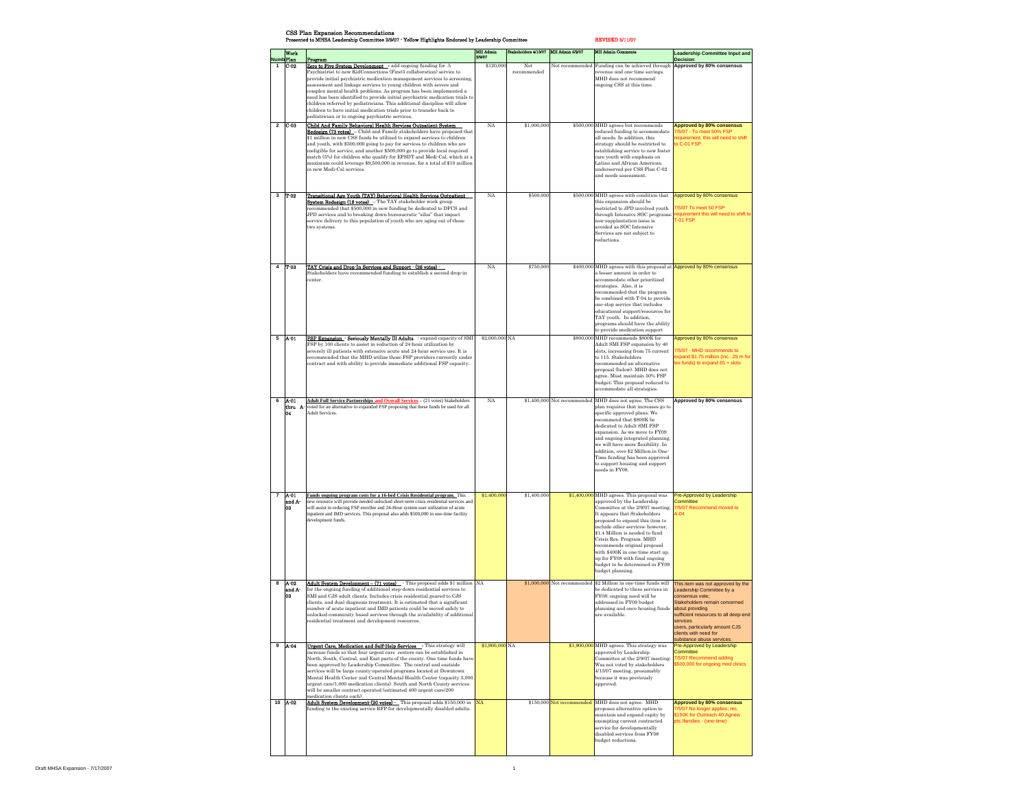# CSS Plan Expansion Recommendations

**Presented to MHSA Leadership Committee 2/9/07 - Yellow Highlights Endorsed by Leadership Committee**

REVISED 5/11/07

| Numb | Work Plan | Program | MH Admin 2/9/07 | Stakeholders 4/13/07 | MH Admin 5/2/07 | MH Admin Comments | Leadership Committee Input and Decision |
|---|---|---|---|---|---|---|---|
| 1 | C-02 | Zero to Five System Development - add ongoing funding for .5 Psychiatrist to new KidConnections (First5 collaboration) service to provide initial psychiatric medication management services to screening, assessment and linkage services to young children with severe and complex mental health problems. As program has been implemented a need has been identified to provide initial psychiatric medication trials to children referred by pediatricians. This additional discipline will allow children to have initial medication trials prior to transfer back to pediatrician or to ongoing psychiatric services. | $120,000 | Not recommended | Not recommended | Funding can be achieved through revenue and one-time savings. MHD does not recommend ongoing CSS at this time. | **Approved by 80% consensus** |
| 2 | C-03 | Child And Family Behavioral Health Services Outpatient System Redesign (73 votes) - Child and Family stakeholders have proposed that $1 million in new CSS funds be utilized to expand services to children and youth, with $500,000 going to pay for services to children who are ineligible for service, and another $500,000 go to provide local required match (5%) for children who qualify for EPSDT and Medi-Cal, which at a maximum could leverage $9,500,000 in revenue, for a total of $10 million in new Medi-Cal services. | NA | $1,000,000 | $500,000 | MHD agrees but recommends reduced funding to accommodate all needs. In addition, this strategy should be restricted to establishing service to new foster care youth with emphasis on Latino and African American underserved per CSS Plan C-02 and needs assessment. | **Approved by 80% consensus** 7/5/07 - To meet 50% FSP requirement, this will need to shift to C-01 FSP. |
| 3 | T-02 | Transitional Age Youth (TAY) Behavioral Health Services Outpatient System Redesign (18 votes) - The TAY stakeholder work group recommended that $500,000 in new funding be dedicated to DFCS and JPD services and to breaking down bureaucratic "silos" that impact service delivery to this population of youth who are aging out of these two systems. | NA | $500,000 | $500,000 | MHD agrees with condition that this expansion should be restricted to JPD involved youth through Intensive SOC programs; non-supplantation issue is avoided as SOC Intensive Services are not subject to reductions. | Approved by 80% consensus 7/5/07 To meet 50 FSP requirement this will need to shift to T-01 FSP. |
| 4 | T-03 | TAY Crisis and Drop-In Services and Support - (26 votes) - Stakeholders have recommended funding to establish a second drop-in center. | NA | $750,000 | $400,000 | MHD agrees with this proposal at a lesser amount in order to accommodate other prioritized strategies. Also, it is recommended that the program be combined with T-04 to provide one-stop service that includes educational support/resources for TAY youth. In addition, programs should have the ability to provide medication support | Approved by 80% consensus |
| 5 | A-01 | FSP Expansion - Seriously Mentally Ill Adults - expand capacity of SMI FSP by 100 clients to assist in reduction of 24-hour utilization by severely ill patients with extensive acute and 24-hour service use. It is recommended that the MHD utilize those FSP providers currently under contract and with ability to provide immediate additional FSP capacity. | $2,000,000 | NA | $800,000 | MHD recommends $800K for Adult SMI FSP expansion by 40 slots, increasing from 75 current to 115. Stakeholders recommended an alternative proposal (below). MHD does not agree. Must maintain 50% FSP budget: This proposal reduced to accommodate all strategies. | Approved by 80% consensus 7/5/07 - MHD recommends to expand $1.75 million (inc. .25 m for lex funds) to expand 65 + slots |
| 6 | A-01 thru A-04 | Adult Full Service Partnerships and Overall Services – (21 votes) Stakeholders voted for an alternative to expanded FSP proposing that these funds be used for all Adult Services. | NA | $1,400,000 | Not recommended | MHD does not agree. The CSS plan requires that increases go to specific approved plans. We recommend that $800K be dedicated to Adult SMI FSP expansion. As we move to FY09 and ongoing integrated planning, we will have more flexibility. In addition, over $2 Million in One-Time funding has been approved to support housing and support needs in FY08. | **Approved by 80% consensus** |
| 7 | A-01 and A-03 | Funds ongoing program costs for a 16-bed Crisis Residential program. This new resource will provide needed unlocked short-term crisis residential services and will assist in reducing FSP enrollee and 24-Hour system user utilization of acute inpatient and IMD services. This proposal also adds $500,000 in one-time facility development funds. | $1,400,000 | $1,400,000 | $1,400,000 | MHD agrees. This proposal was approved by the Leadership Committee at the 2/9/07 meeting. It appears that Stakeholders proposed to expand this item to include other services: however, $1.4 Million is needed to fund Crisis Res. Program. MHD recommends original proposal with $400K in one-time start up. up for FY08 with final ongoing budget to be determined in FY09 budget planning. | Pre-Approved by Leadership Committee 7/5/07 Recommend moved to A-04 |
| 8 | A-02 and A-03 | Adult System Development – (71 votes) - This proposal adds $1 million for the ongoing funding of additional step-down residential services to SMI and CJS adult clients. Includes crisis residential geared to CJS clients, and dual diagnosis treatment. It is estimated that a significant number of acute inpatient and IMD patients could be moved safely to unlocked community based services through the availability of additional residential treatment and development resources. | NA | $1,000,000 | Not recommended | $2 Million in one-time funds will be dedicated to these services in FY08; ongoing need will be addressed in FY09 budget planning and once housing funds are available. | This item was not approved by the Leadership Committee by a consensus vote; Stakeholders remain concerned about providing sufficient resources to all deep-end services users, particularly amount CJS clients with need for substance abuse services. |
| 9 | A-04 | Urgent Care, Medication and Self-Help Services - This strategy will increase funds so that four urgent care centers can be established in North, South, Central, and East parts of the county. One time funds have been approved by Leadership Committee. The central and eastside services will be large county-operated programs located at Downtown Mental Health Center and Central Mental Health Center (capacity 5,000 urgent care/1,000 medication clients). South and North County services will be smaller contract operated (estimated 400 urgent care/200 medication clients each). | $1,900,000 | NA | $1,900,000 | MHD agrees. This strategy was approved by Leadership Committee at the 2/9/07 meeting. Was not voted by stakeholders 4/13/07 meeting, presumably because it was previously approved. | Pre-Approved by Leadership Committee 7/5/07 Recommend adding $500,000 for ongoing med clinics |
| 10 | A-02 | Adult System Development (20 votes) - This proposal adds $150,000 in funding to the existing service RFP for developmentally disabled adults. | NA | | $150,000 Not recommended | MHD does not agree. MHD proposes alternative option to maintain and expand capity by exempting current contracted service for developmentally disabled services from FY08 budget reductions. | **Approved by 80% consensus** 7/5/07 No longer applies; rec. $150K for Outreach 40 Agnew pts./families - (one-time) |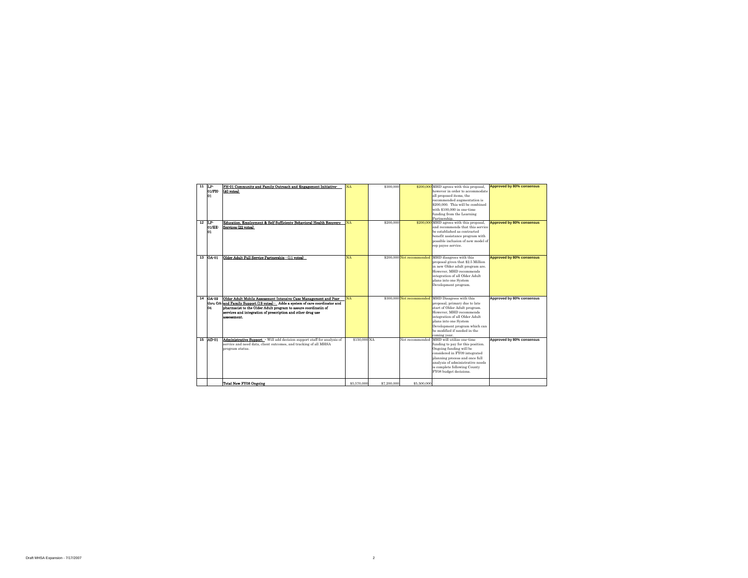| 11 | LP-01/FH-01 | FH-01 Community and Family Outreach and Engagement Initiative- (40 votes) | NA | $300,000 | $200,000 | MHD agrees with this proposal, however in order to accommodate all proposed items, the recommended augmentation is $200,000. This will be combined with $100,000 in one-time funding from the Learning Partnership. | Approved by 80% consensus |
|---|---|---|---|---|---|---|---|
| 12 | LP-01/EE-01 | Education, Employment & Self Sufficienty Behavioral Health Recovery Services (22 votes) | NA | $200,000 | $200,000 | MHD agrees with this proposal, and recommends that this service be established as contracted benefit assistance program with possible inclusion of new model of rep payee service. | Approved by 80% consensus |
| 13 | OA-01 | Older Adult Full Service Partnership - (11 votes) | NA | $200,000 | Not recommended | MHD disagrees with this proposal given that $2.5 Million in new Older adult program are. However, MHD recommends integration of all Older Adult plans into one System Development program. | Approved by 80% consensus |
| 14 | OA-02 thru OA-04 | Older Adult Mobile Assessment Intensive Case Management and Peer and Family Support (19 votes) - Adds a system of care coordinator and pharmacist to the Older Adult program to assure coordinatin of services and integration of prescription and other drug use assessment. | NA | $300,000 | Not recommended | MHD Disagrees with this proposal, primary due to late start of Older Adult program. However, MHD recommends integration of all Older Adult plans into one System Development program which can be modified if needed in the coming year. | Approved by 80% consensus |
| 15 | AD-01 | Administrative Support - Will add decision support staff for analysis of service and need data, client outcomes, and tracking of all MHSA program status. | $150,000 | NA | Not recommended | MHD will utilize one-time funding to pay for this position. Ongoing funding will be considered in FY09 integrated planning process and once full analysis of administrative needs is complete following County FY08 budget decisions. | Approved by 80% consensus |
| | | Total New FY08 Ongoing | $5,570,000 | $7,200,000 | $5,500,000 | | |

Draft MHSA Expansion - 7/17/2007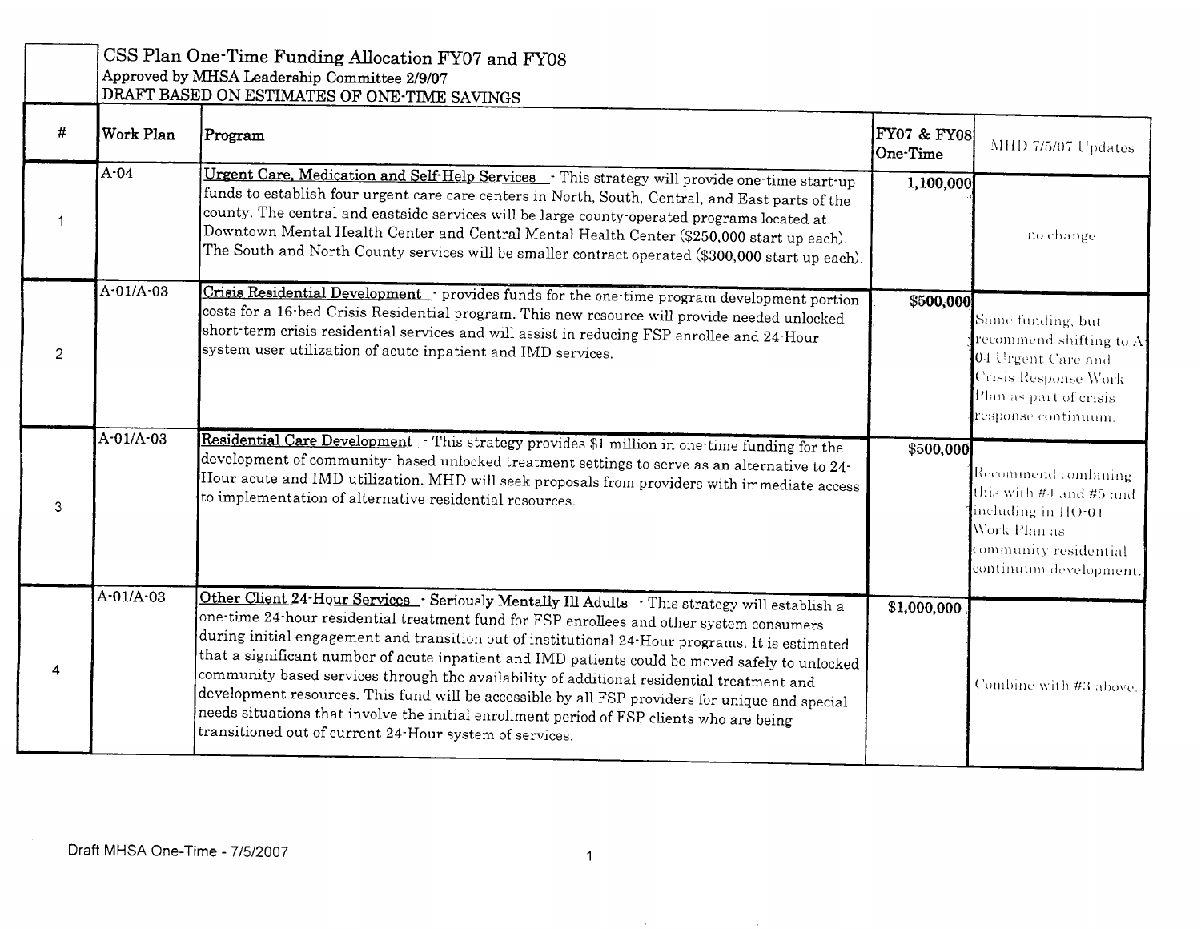CSS Plan One-Time Funding Allocation FY07 and FY08
Approved by MHSA Leadership Committee 2/9/07
DRAFT BASED ON ESTIMATES OF ONE-TIME SAVINGS

| # | Work Plan | Program | FY07 & FY08 One-Time | MHD 7/5/07 Updates |
|---|---|---|---|---|
| 1 | A-04 | <u>Urgent Care, Medication and Self-Help Services</u> - This strategy will provide one-time start-up funds to establish four urgent care care centers in North, South, Central, and East parts of the county. The central and eastside services will be large county-operated programs located at Downtown Mental Health Center and Central Mental Health Center ($250,000 start up each). The South and North County services will be smaller contract operated ($300,000 start up each). | 1,100,000 | no change |
| 2 | A-01/A-03 | <u>Crisis Residential Development</u> - provides funds for the one-time program development portion costs for a 16-bed Crisis Residential program. This new resource will provide needed unlocked short-term crisis residential services and will assist in reducing FSP enrollee and 24-Hour system user utilization of acute inpatient and IMD services. | $500,000 | Same funding, but recommend shifting to A-04 Urgent Care and Crisis Response Work Plan as part of crisis response continuum. |
| 3 | A-01/A-03 | <u>Residential Care Development</u> - This strategy provides $1 million in one-time funding for the development of community- based unlocked treatment settings to serve as an alternative to 24-Hour acute and IMD utilization. MHD will seek proposals from providers with immediate access to implementation of alternative residential resources. | $500,000 | Recommend combining this with #4 and #5 and including in HO-01 Work Plan as community residential continuum development. |
| 4 | A-01/A-03 | <u>Other Client 24-Hour Services</u> - Seriously Mentally Ill Adults - This strategy will establish a one-time 24-hour residential treatment fund for FSP enrollees and other system consumers during initial engagement and transition out of institutional 24-Hour programs. It is estimated that a significant number of acute inpatient and IMD patients could be moved safely to unlocked community based services through the availability of additional residential treatment and development resources. This fund will be accessible by all FSP providers for unique and special needs situations that involve the initial enrollment period of FSP clients who are being transitioned out of current 24-Hour system of services. | $1,000,000 | Combine with #3 above. |

Draft MHSA One-Time - 7/5/2007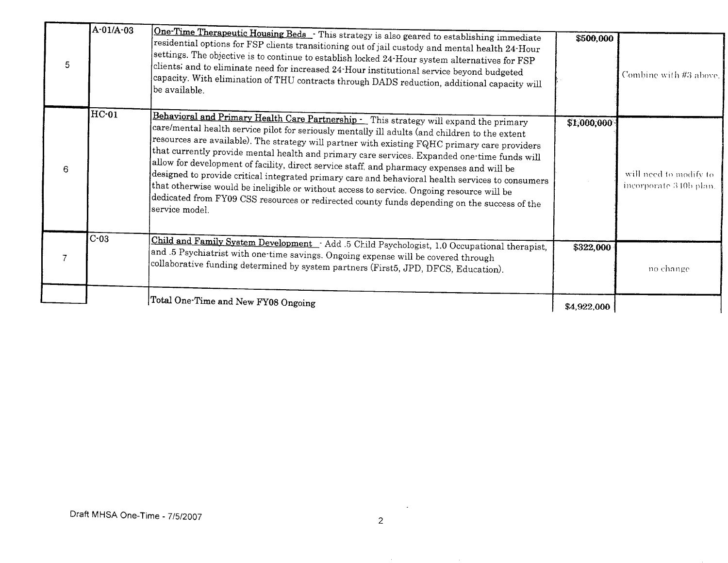| | | | | |
|---|---|---|---|---|
| 5 | A-01/A-03 | <u>One-Time Therapeutic Housing Beds</u> - This strategy is also geared to establishing immediate residential options for FSP clients transitioning out of jail custody and mental health 24-Hour settings. The objective is to continue to establish locked 24-Hour system alternatives for FSP clients; and to eliminate need for increased 24-Hour institutional service beyond budgeted capacity. With elimination of THU contracts through DADS reduction, additional capacity will be available. | $500,000 | Combine with #3 above. |
| 6 | HC-01 | <u>Behavioral and Primary Health Care Partnership</u> - This strategy will expand the primary care/mental health service pilot for seriously mentally ill adults (and children to the extent resources are available). The strategy will partner with existing FQHC primary care providers that currently provide mental health and primary care services. Expanded one-time funds will allow for development of facility, direct service staff, and pharmacy expenses and will be designed to provide critical integrated primary care and behavioral health services to consumers that otherwise would be ineligible or without access to service. Ongoing resource will be dedicated from FY09 CSS resources or redirected county funds depending on the success of the service model. | $1,000,000 | will need to modify to incorporate 340b plan. |
| 7 | C-03 | <u>Child and Family System Development</u> - Add .5 Child Psychologist, 1.0 Occupational therapist, and .5 Psychiatrist with one-time savings. Ongoing expense will be covered through collaborative funding determined by system partners (First5, JPD, DFCS, Education). | $322,000 | no change |
| | | Total One-Time and New FY08 Ongoing | $4,922,000 | |

Draft MHSA One-Time - 7/5/2007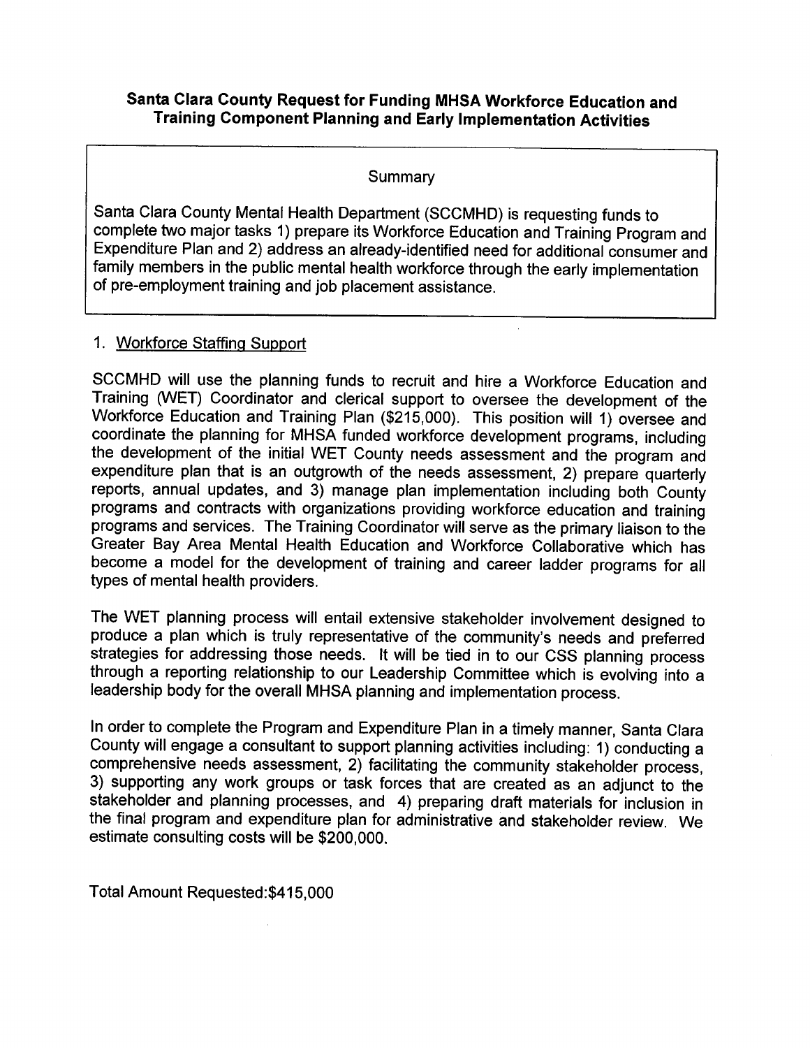## Santa Clara County Request for Funding MHSA Workforce Education and Training Component Planning and Early Implementation Activities

> **Summary**
>
> Santa Clara County Mental Health Department (SCCMHD) is requesting funds to complete two major tasks 1) prepare its Workforce Education and Training Program and Expenditure Plan and 2) address an already-identified need for additional consumer and family members in the public mental health workforce through the early implementation of pre-employment training and job placement assistance.

1. Workforce Staffing Support

SCCMHD will use the planning funds to recruit and hire a Workforce Education and Training (WET) Coordinator and clerical support to oversee the development of the Workforce Education and Training Plan ($215,000). This position will 1) oversee and coordinate the planning for MHSA funded workforce development programs, including the development of the initial WET County needs assessment and the program and expenditure plan that is an outgrowth of the needs assessment, 2) prepare quarterly reports, annual updates, and 3) manage plan implementation including both County programs and contracts with organizations providing workforce education and training programs and services. The Training Coordinator will serve as the primary liaison to the Greater Bay Area Mental Health Education and Workforce Collaborative which has become a model for the development of training and career ladder programs for all types of mental health providers.

The WET planning process will entail extensive stakeholder involvement designed to produce a plan which is truly representative of the community's needs and preferred strategies for addressing those needs. It will be tied in to our CSS planning process through a reporting relationship to our Leadership Committee which is evolving into a leadership body for the overall MHSA planning and implementation process.

In order to complete the Program and Expenditure Plan in a timely manner, Santa Clara County will engage a consultant to support planning activities including: 1) conducting a comprehensive needs assessment, 2) facilitating the community stakeholder process, 3) supporting any work groups or task forces that are created as an adjunct to the stakeholder and planning processes, and 4) preparing draft materials for inclusion in the final program and expenditure plan for administrative and stakeholder review. We estimate consulting costs will be $200,000.

Total Amount Requested:$415,000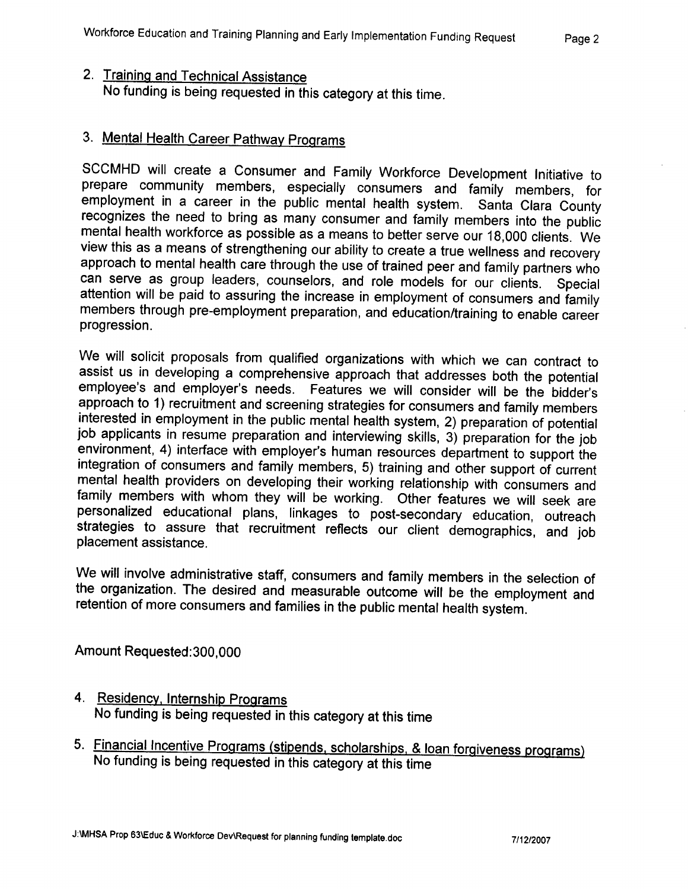2. Training and Technical Assistance
   No funding is being requested in this category at this time.

3. Mental Health Career Pathway Programs

SCCMHD will create a Consumer and Family Workforce Development Initiative to prepare community members, especially consumers and family members, for employment in a career in the public mental health system. Santa Clara County recognizes the need to bring as many consumer and family members into the public mental health workforce as possible as a means to better serve our 18,000 clients. We view this as a means of strengthening our ability to create a true wellness and recovery approach to mental health care through the use of trained peer and family partners who can serve as group leaders, counselors, and role models for our clients. Special attention will be paid to assuring the increase in employment of consumers and family members through pre-employment preparation, and education/training to enable career progression.

We will solicit proposals from qualified organizations with which we can contract to assist us in developing a comprehensive approach that addresses both the potential employee's and employer's needs. Features we will consider will be the bidder's approach to 1) recruitment and screening strategies for consumers and family members interested in employment in the public mental health system, 2) preparation of potential job applicants in resume preparation and interviewing skills, 3) preparation for the job environment, 4) interface with employer's human resources department to support the integration of consumers and family members, 5) training and other support of current mental health providers on developing their working relationship with consumers and family members with whom they will be working. Other features we will seek are personalized educational plans, linkages to post-secondary education, outreach strategies to assure that recruitment reflects our client demographics, and job placement assistance.

We will involve administrative staff, consumers and family members in the selection of the organization. The desired and measurable outcome will be the employment and retention of more consumers and families in the public mental health system.

Amount Requested:300,000

4. Residency, Internship Programs
   No funding is being requested in this category at this time

5. Financial Incentive Programs (stipends, scholarships, & loan forgiveness programs)
   No funding is being requested in this category at this time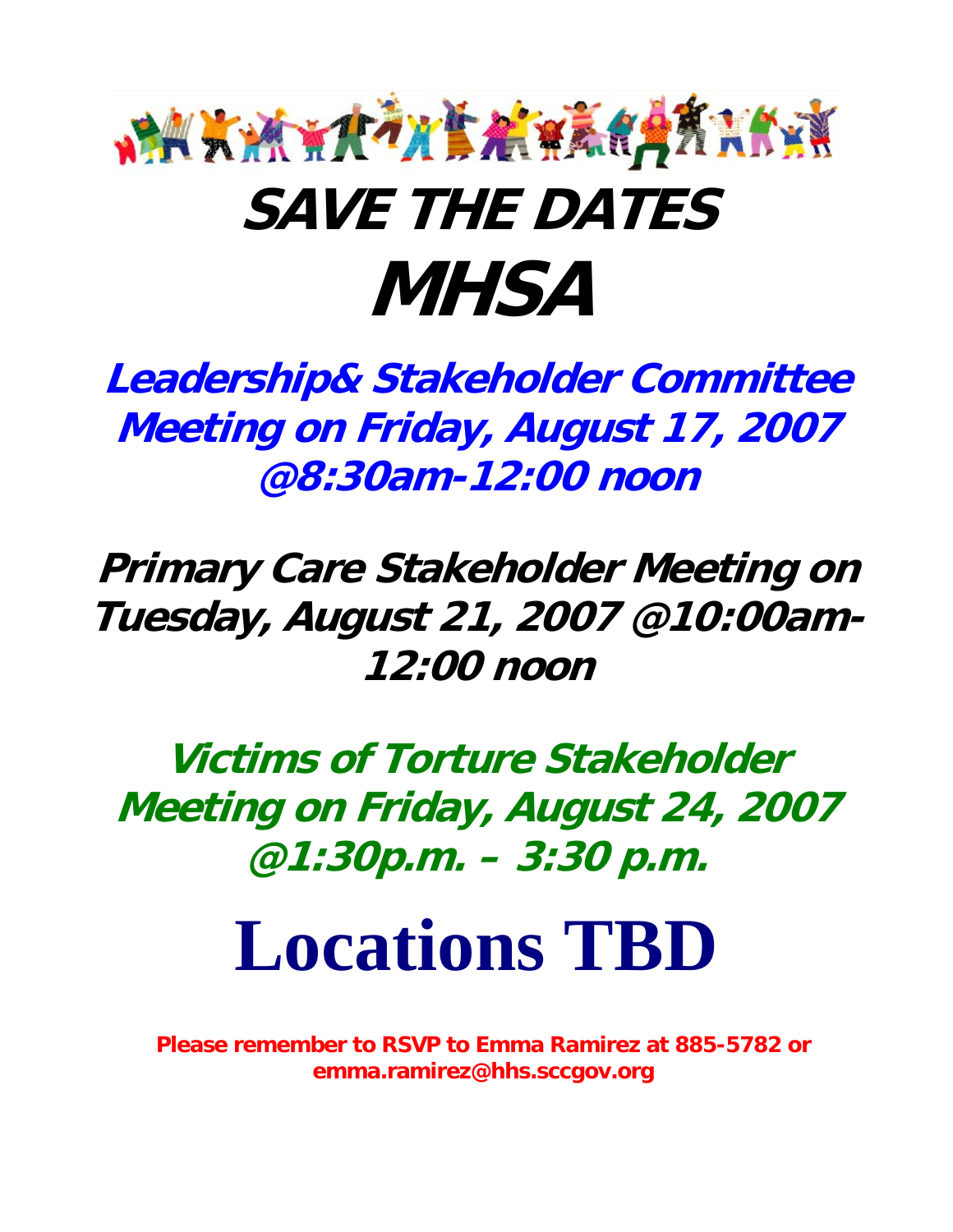# SAVE THE DATES

# MHSA

**Leadership& Stakeholder Committee Meeting on Friday, August 17, 2007 @8:30am-12:00 noon**

**Primary Care Stakeholder Meeting on Tuesday, August 21, 2007 @10:00am-12:00 noon**

**Victims of Torture Stakeholder Meeting on Friday, August 24, 2007 @1:30p.m. – 3:30 p.m.**

# Locations TBD

**Please remember to RSVP to Emma Ramirez at 885-5782 or emma.ramirez@hhs.sccgov.org**